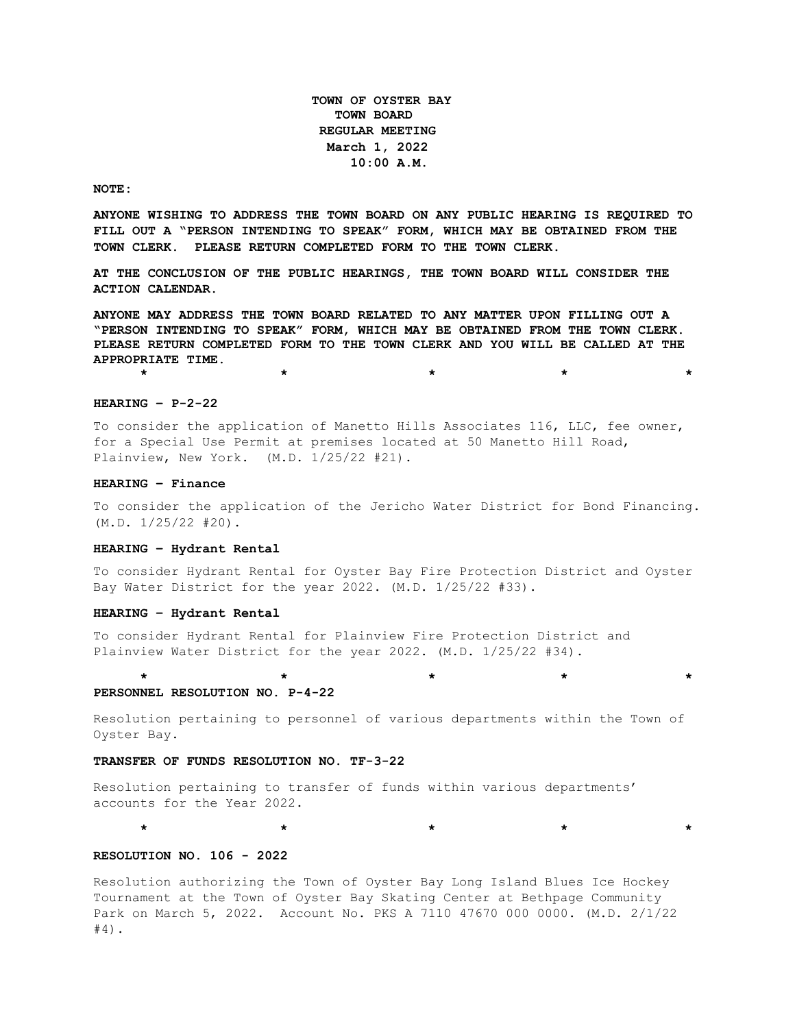**TOWN OF OYSTER BAY**
**TOWN BOARD**
**REGULAR MEETING**
**March 1, 2022**
**10:00 A.M.**

**NOTE:**

**ANYONE WISHING TO ADDRESS THE TOWN BOARD ON ANY PUBLIC HEARING IS REQUIRED TO FILL OUT A "PERSON INTENDING TO SPEAK" FORM, WHICH MAY BE OBTAINED FROM THE TOWN CLERK. PLEASE RETURN COMPLETED FORM TO THE TOWN CLERK.**

**AT THE CONCLUSION OF THE PUBLIC HEARINGS, THE TOWN BOARD WILL CONSIDER THE ACTION CALENDAR.**

**ANYONE MAY ADDRESS THE TOWN BOARD RELATED TO ANY MATTER UPON FILLING OUT A "PERSON INTENDING TO SPEAK" FORM, WHICH MAY BE OBTAINED FROM THE TOWN CLERK. PLEASE RETURN COMPLETED FORM TO THE TOWN CLERK AND YOU WILL BE CALLED AT THE APPROPRIATE TIME.**

\*　　　\*　　　\*　　　\*　　　\*

**HEARING – P-2-22**

To consider the application of Manetto Hills Associates 116, LLC, fee owner, for a Special Use Permit at premises located at 50 Manetto Hill Road, Plainview, New York. (M.D. 1/25/22 #21).

**HEARING – Finance**

To consider the application of the Jericho Water District for Bond Financing. (M.D. 1/25/22 #20).

**HEARING – Hydrant Rental**

To consider Hydrant Rental for Oyster Bay Fire Protection District and Oyster Bay Water District for the year 2022. (M.D. 1/25/22 #33).

**HEARING – Hydrant Rental**

To consider Hydrant Rental for Plainview Fire Protection District and Plainview Water District for the year 2022. (M.D. 1/25/22 #34).

\*　　　\*　　　\*　　　\*　　　\*

**PERSONNEL RESOLUTION NO. P-4-22**

Resolution pertaining to personnel of various departments within the Town of Oyster Bay.

**TRANSFER OF FUNDS RESOLUTION NO. TF-3-22**

Resolution pertaining to transfer of funds within various departments' accounts for the Year 2022.

\*　　　\*　　　\*　　　\*　　　\*

**RESOLUTION NO. 106 - 2022**

Resolution authorizing the Town of Oyster Bay Long Island Blues Ice Hockey Tournament at the Town of Oyster Bay Skating Center at Bethpage Community Park on March 5, 2022. Account No. PKS A 7110 47670 000 0000. (M.D. 2/1/22 #4).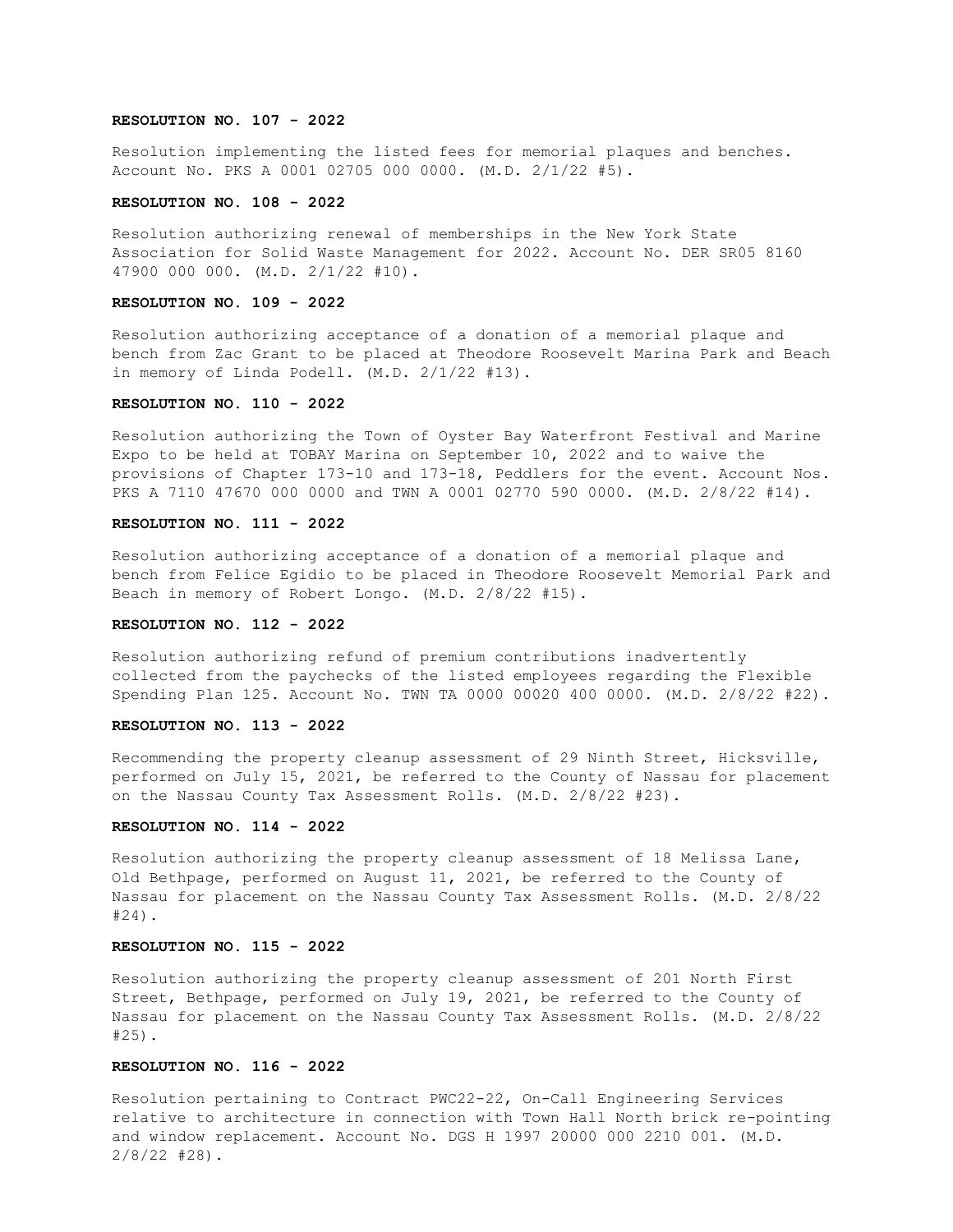**RESOLUTION NO. 107 - 2022**

Resolution implementing the listed fees for memorial plaques and benches. Account No. PKS A 0001 02705 000 0000. (M.D. 2/1/22 #5).

**RESOLUTION NO. 108 - 2022**

Resolution authorizing renewal of memberships in the New York State Association for Solid Waste Management for 2022. Account No. DER SR05 8160 47900 000 000. (M.D. 2/1/22 #10).

**RESOLUTION NO. 109 - 2022**

Resolution authorizing acceptance of a donation of a memorial plaque and bench from Zac Grant to be placed at Theodore Roosevelt Marina Park and Beach in memory of Linda Podell. (M.D. 2/1/22 #13).

**RESOLUTION NO. 110 - 2022**

Resolution authorizing the Town of Oyster Bay Waterfront Festival and Marine Expo to be held at TOBAY Marina on September 10, 2022 and to waive the provisions of Chapter 173-10 and 173-18, Peddlers for the event. Account Nos. PKS A 7110 47670 000 0000 and TWN A 0001 02770 590 0000. (M.D. 2/8/22 #14).

**RESOLUTION NO. 111 - 2022**

Resolution authorizing acceptance of a donation of a memorial plaque and bench from Felice Egidio to be placed in Theodore Roosevelt Memorial Park and Beach in memory of Robert Longo. (M.D. 2/8/22 #15).

**RESOLUTION NO. 112 - 2022**

Resolution authorizing refund of premium contributions inadvertently collected from the paychecks of the listed employees regarding the Flexible Spending Plan 125. Account No. TWN TA 0000 00020 400 0000. (M.D. 2/8/22 #22).

**RESOLUTION NO. 113 - 2022**

Recommending the property cleanup assessment of 29 Ninth Street, Hicksville, performed on July 15, 2021, be referred to the County of Nassau for placement on the Nassau County Tax Assessment Rolls. (M.D. 2/8/22 #23).

**RESOLUTION NO. 114 - 2022**

Resolution authorizing the property cleanup assessment of 18 Melissa Lane, Old Bethpage, performed on August 11, 2021, be referred to the County of Nassau for placement on the Nassau County Tax Assessment Rolls. (M.D. 2/8/22 #24).

**RESOLUTION NO. 115 - 2022**

Resolution authorizing the property cleanup assessment of 201 North First Street, Bethpage, performed on July 19, 2021, be referred to the County of Nassau for placement on the Nassau County Tax Assessment Rolls. (M.D. 2/8/22 #25).

**RESOLUTION NO. 116 - 2022**

Resolution pertaining to Contract PWC22-22, On-Call Engineering Services relative to architecture in connection with Town Hall North brick re-pointing and window replacement. Account No. DGS H 1997 20000 000 2210 001. (M.D. 2/8/22 #28).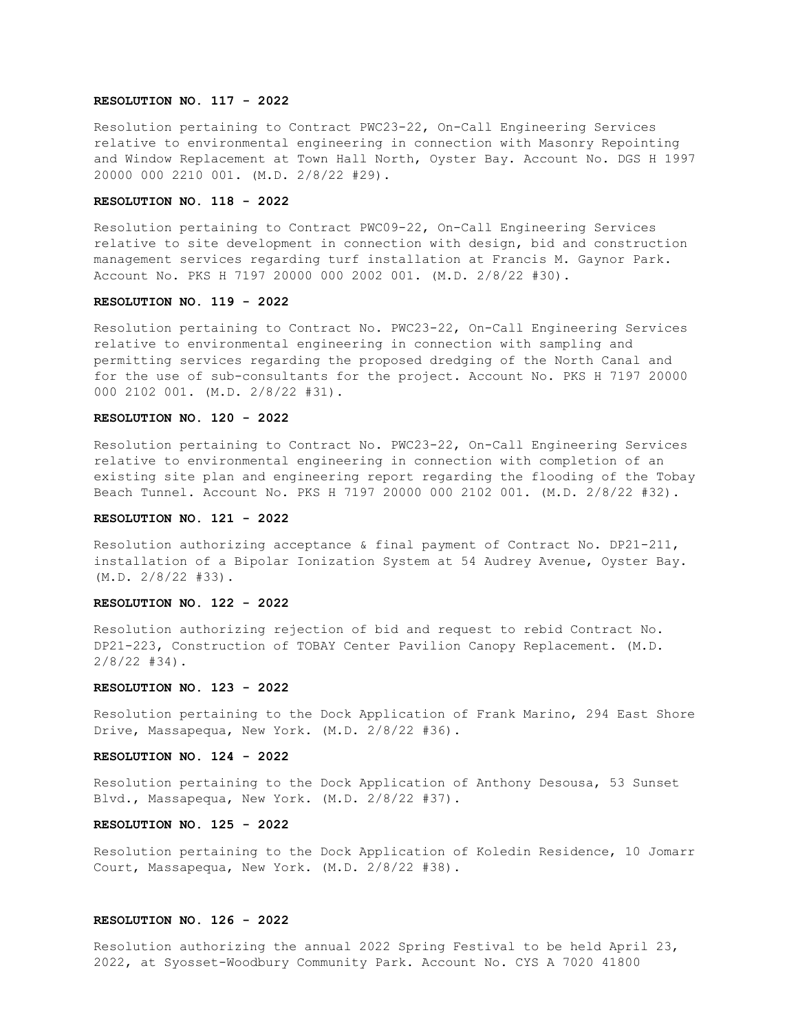**RESOLUTION NO. 117 - 2022**

Resolution pertaining to Contract PWC23-22, On-Call Engineering Services relative to environmental engineering in connection with Masonry Repointing and Window Replacement at Town Hall North, Oyster Bay. Account No. DGS H 1997 20000 000 2210 001. (M.D. 2/8/22 #29).

**RESOLUTION NO. 118 - 2022**

Resolution pertaining to Contract PWC09-22, On-Call Engineering Services relative to site development in connection with design, bid and construction management services regarding turf installation at Francis M. Gaynor Park. Account No. PKS H 7197 20000 000 2002 001. (M.D. 2/8/22 #30).

**RESOLUTION NO. 119 - 2022**

Resolution pertaining to Contract No. PWC23-22, On-Call Engineering Services relative to environmental engineering in connection with sampling and permitting services regarding the proposed dredging of the North Canal and for the use of sub-consultants for the project. Account No. PKS H 7197 20000 000 2102 001. (M.D. 2/8/22 #31).

**RESOLUTION NO. 120 - 2022**

Resolution pertaining to Contract No. PWC23-22, On-Call Engineering Services relative to environmental engineering in connection with completion of an existing site plan and engineering report regarding the flooding of the Tobay Beach Tunnel. Account No. PKS H 7197 20000 000 2102 001. (M.D. 2/8/22 #32).

**RESOLUTION NO. 121 - 2022**

Resolution authorizing acceptance & final payment of Contract No. DP21-211, installation of a Bipolar Ionization System at 54 Audrey Avenue, Oyster Bay. (M.D. 2/8/22 #33).

**RESOLUTION NO. 122 - 2022**

Resolution authorizing rejection of bid and request to rebid Contract No. DP21-223, Construction of TOBAY Center Pavilion Canopy Replacement. (M.D. 2/8/22 #34).

**RESOLUTION NO. 123 - 2022**

Resolution pertaining to the Dock Application of Frank Marino, 294 East Shore Drive, Massapequa, New York. (M.D. 2/8/22 #36).

**RESOLUTION NO. 124 - 2022**

Resolution pertaining to the Dock Application of Anthony Desousa, 53 Sunset Blvd., Massapequa, New York. (M.D. 2/8/22 #37).

**RESOLUTION NO. 125 - 2022**

Resolution pertaining to the Dock Application of Koledin Residence, 10 Jomarr Court, Massapequa, New York. (M.D. 2/8/22 #38).

**RESOLUTION NO. 126 - 2022**

Resolution authorizing the annual 2022 Spring Festival to be held April 23, 2022, at Syosset-Woodbury Community Park. Account No. CYS A 7020 41800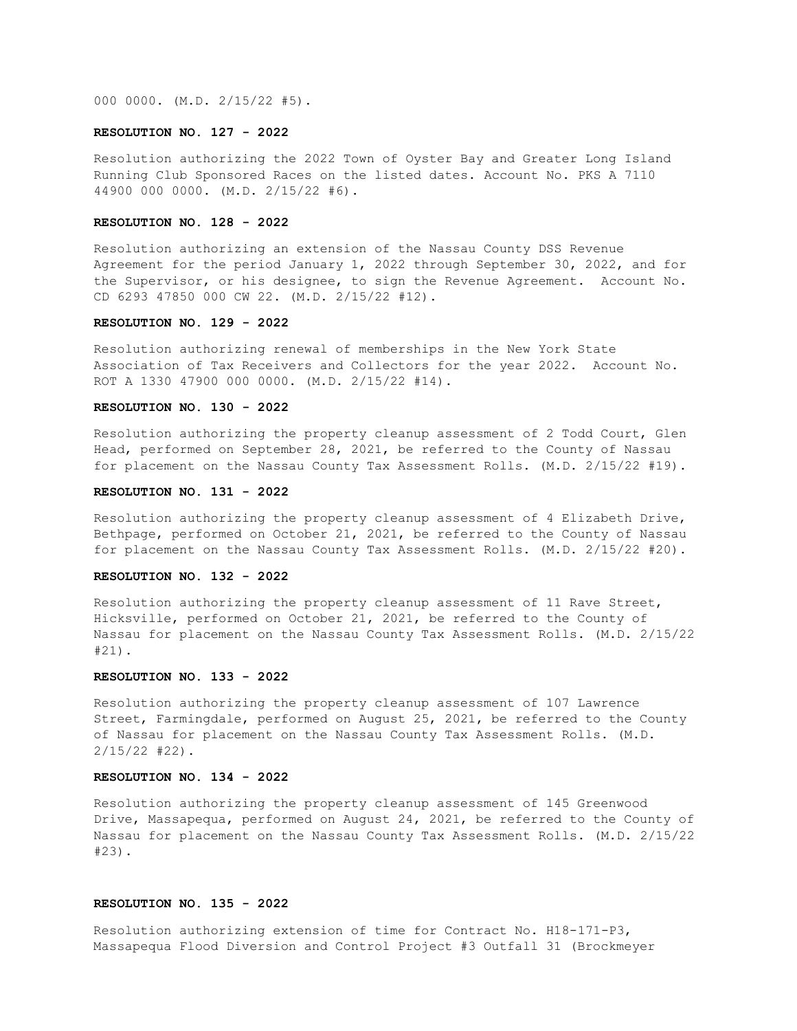000 0000. (M.D. 2/15/22 #5).

**RESOLUTION NO. 127 - 2022**

Resolution authorizing the 2022 Town of Oyster Bay and Greater Long Island Running Club Sponsored Races on the listed dates. Account No. PKS A 7110 44900 000 0000. (M.D. 2/15/22 #6).

**RESOLUTION NO. 128 - 2022**

Resolution authorizing an extension of the Nassau County DSS Revenue Agreement for the period January 1, 2022 through September 30, 2022, and for the Supervisor, or his designee, to sign the Revenue Agreement. Account No. CD 6293 47850 000 CW 22. (M.D. 2/15/22 #12).

**RESOLUTION NO. 129 - 2022**

Resolution authorizing renewal of memberships in the New York State Association of Tax Receivers and Collectors for the year 2022. Account No. ROT A 1330 47900 000 0000. (M.D. 2/15/22 #14).

**RESOLUTION NO. 130 - 2022**

Resolution authorizing the property cleanup assessment of 2 Todd Court, Glen Head, performed on September 28, 2021, be referred to the County of Nassau for placement on the Nassau County Tax Assessment Rolls. (M.D. 2/15/22 #19).

**RESOLUTION NO. 131 - 2022**

Resolution authorizing the property cleanup assessment of 4 Elizabeth Drive, Bethpage, performed on October 21, 2021, be referred to the County of Nassau for placement on the Nassau County Tax Assessment Rolls. (M.D. 2/15/22 #20).

**RESOLUTION NO. 132 - 2022**

Resolution authorizing the property cleanup assessment of 11 Rave Street, Hicksville, performed on October 21, 2021, be referred to the County of Nassau for placement on the Nassau County Tax Assessment Rolls. (M.D. 2/15/22 #21).

**RESOLUTION NO. 133 - 2022**

Resolution authorizing the property cleanup assessment of 107 Lawrence Street, Farmingdale, performed on August 25, 2021, be referred to the County of Nassau for placement on the Nassau County Tax Assessment Rolls. (M.D. 2/15/22 #22).

**RESOLUTION NO. 134 - 2022**

Resolution authorizing the property cleanup assessment of 145 Greenwood Drive, Massapequa, performed on August 24, 2021, be referred to the County of Nassau for placement on the Nassau County Tax Assessment Rolls. (M.D. 2/15/22 #23).

**RESOLUTION NO. 135 - 2022**

Resolution authorizing extension of time for Contract No. H18-171-P3, Massapequa Flood Diversion and Control Project #3 Outfall 31 (Brockmeyer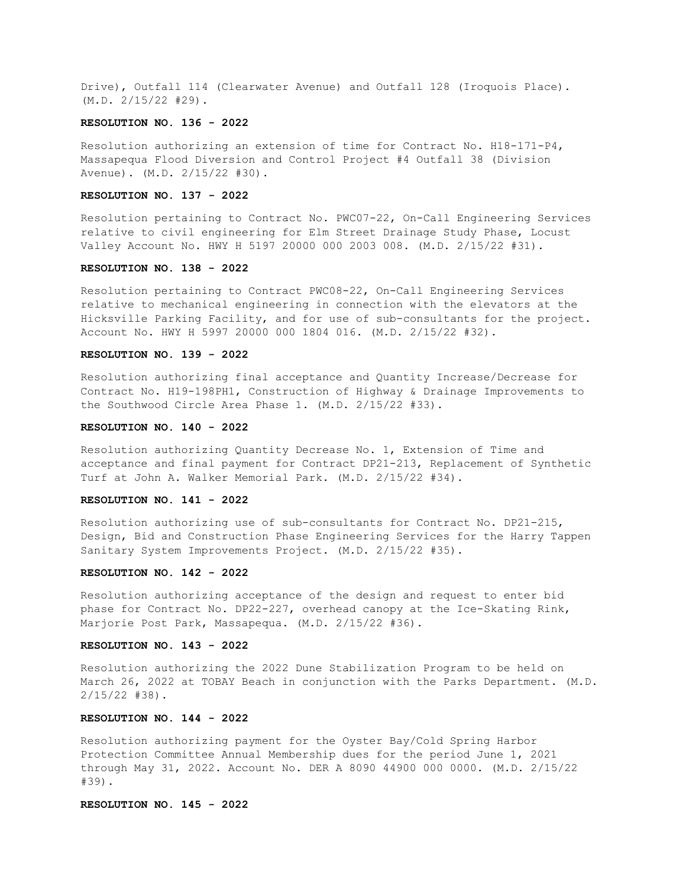Drive), Outfall 114 (Clearwater Avenue) and Outfall 128 (Iroquois Place). (M.D. 2/15/22 #29).

**RESOLUTION NO. 136 - 2022**

Resolution authorizing an extension of time for Contract No. H18-171-P4, Massapequa Flood Diversion and Control Project #4 Outfall 38 (Division Avenue). (M.D. 2/15/22 #30).

**RESOLUTION NO. 137 - 2022**

Resolution pertaining to Contract No. PWC07-22, On-Call Engineering Services relative to civil engineering for Elm Street Drainage Study Phase, Locust Valley Account No. HWY H 5197 20000 000 2003 008. (M.D. 2/15/22 #31).

**RESOLUTION NO. 138 - 2022**

Resolution pertaining to Contract PWC08-22, On-Call Engineering Services relative to mechanical engineering in connection with the elevators at the Hicksville Parking Facility, and for use of sub-consultants for the project. Account No. HWY H 5997 20000 000 1804 016. (M.D. 2/15/22 #32).

**RESOLUTION NO. 139 - 2022**

Resolution authorizing final acceptance and Quantity Increase/Decrease for Contract No. H19-198PH1, Construction of Highway & Drainage Improvements to the Southwood Circle Area Phase 1. (M.D. 2/15/22 #33).

**RESOLUTION NO. 140 - 2022**

Resolution authorizing Quantity Decrease No. 1, Extension of Time and acceptance and final payment for Contract DP21-213, Replacement of Synthetic Turf at John A. Walker Memorial Park. (M.D. 2/15/22 #34).

**RESOLUTION NO. 141 - 2022**

Resolution authorizing use of sub-consultants for Contract No. DP21-215, Design, Bid and Construction Phase Engineering Services for the Harry Tappen Sanitary System Improvements Project. (M.D. 2/15/22 #35).

**RESOLUTION NO. 142 - 2022**

Resolution authorizing acceptance of the design and request to enter bid phase for Contract No. DP22-227, overhead canopy at the Ice-Skating Rink, Marjorie Post Park, Massapequa. (M.D. 2/15/22 #36).

**RESOLUTION NO. 143 - 2022**

Resolution authorizing the 2022 Dune Stabilization Program to be held on March 26, 2022 at TOBAY Beach in conjunction with the Parks Department. (M.D. 2/15/22 #38).

**RESOLUTION NO. 144 - 2022**

Resolution authorizing payment for the Oyster Bay/Cold Spring Harbor Protection Committee Annual Membership dues for the period June 1, 2021 through May 31, 2022. Account No. DER A 8090 44900 000 0000. (M.D. 2/15/22 #39).

**RESOLUTION NO. 145 - 2022**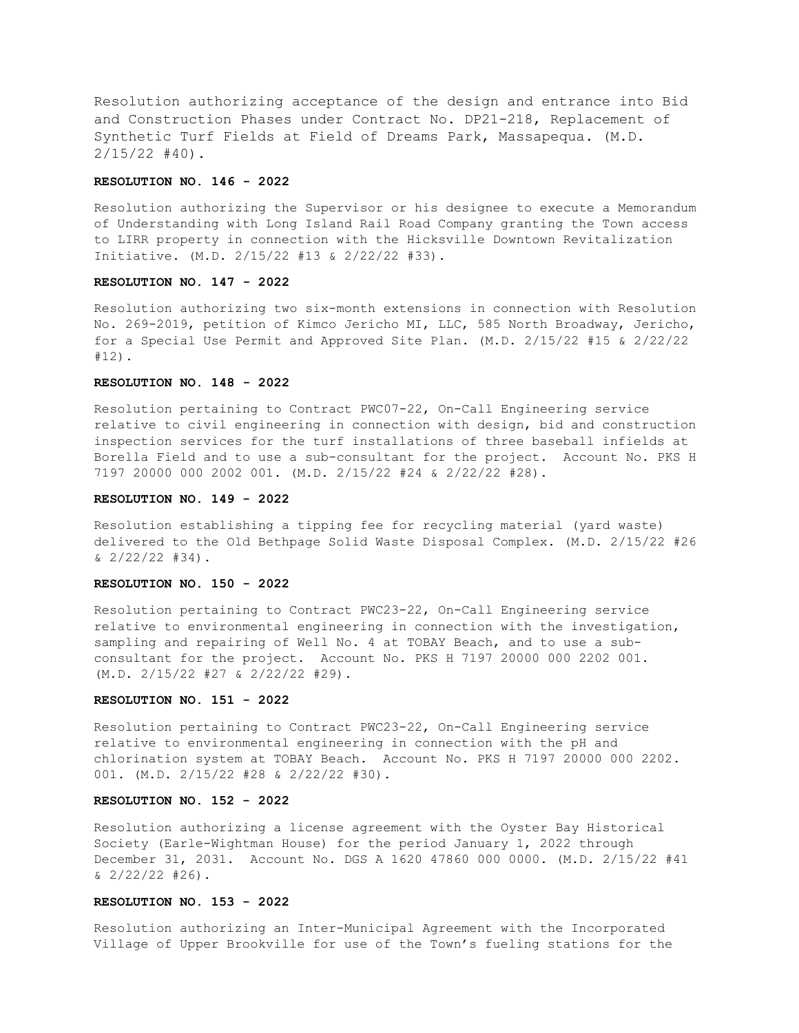Resolution authorizing acceptance of the design and entrance into Bid and Construction Phases under Contract No. DP21-218, Replacement of Synthetic Turf Fields at Field of Dreams Park, Massapequa. (M.D. 2/15/22 #40).

**RESOLUTION NO. 146 - 2022**

Resolution authorizing the Supervisor or his designee to execute a Memorandum of Understanding with Long Island Rail Road Company granting the Town access to LIRR property in connection with the Hicksville Downtown Revitalization Initiative. (M.D. 2/15/22 #13 & 2/22/22 #33).

**RESOLUTION NO. 147 - 2022**

Resolution authorizing two six-month extensions in connection with Resolution No. 269-2019, petition of Kimco Jericho MI, LLC, 585 North Broadway, Jericho, for a Special Use Permit and Approved Site Plan. (M.D. 2/15/22 #15 & 2/22/22 #12).

**RESOLUTION NO. 148 - 2022**

Resolution pertaining to Contract PWC07-22, On-Call Engineering service relative to civil engineering in connection with design, bid and construction inspection services for the turf installations of three baseball infields at Borella Field and to use a sub-consultant for the project. Account No. PKS H 7197 20000 000 2002 001. (M.D. 2/15/22 #24 & 2/22/22 #28).

**RESOLUTION NO. 149 - 2022**

Resolution establishing a tipping fee for recycling material (yard waste) delivered to the Old Bethpage Solid Waste Disposal Complex. (M.D. 2/15/22 #26 & 2/22/22 #34).

**RESOLUTION NO. 150 - 2022**

Resolution pertaining to Contract PWC23-22, On-Call Engineering service relative to environmental engineering in connection with the investigation, sampling and repairing of Well No. 4 at TOBAY Beach, and to use a sub-consultant for the project. Account No. PKS H 7197 20000 000 2202 001. (M.D. 2/15/22 #27 & 2/22/22 #29).

**RESOLUTION NO. 151 - 2022**

Resolution pertaining to Contract PWC23-22, On-Call Engineering service relative to environmental engineering in connection with the pH and chlorination system at TOBAY Beach. Account No. PKS H 7197 20000 000 2202. 001. (M.D. 2/15/22 #28 & 2/22/22 #30).

**RESOLUTION NO. 152 - 2022**

Resolution authorizing a license agreement with the Oyster Bay Historical Society (Earle-Wightman House) for the period January 1, 2022 through December 31, 2031. Account No. DGS A 1620 47860 000 0000. (M.D. 2/15/22 #41 & 2/22/22 #26).

**RESOLUTION NO. 153 - 2022**

Resolution authorizing an Inter-Municipal Agreement with the Incorporated Village of Upper Brookville for use of the Town's fueling stations for the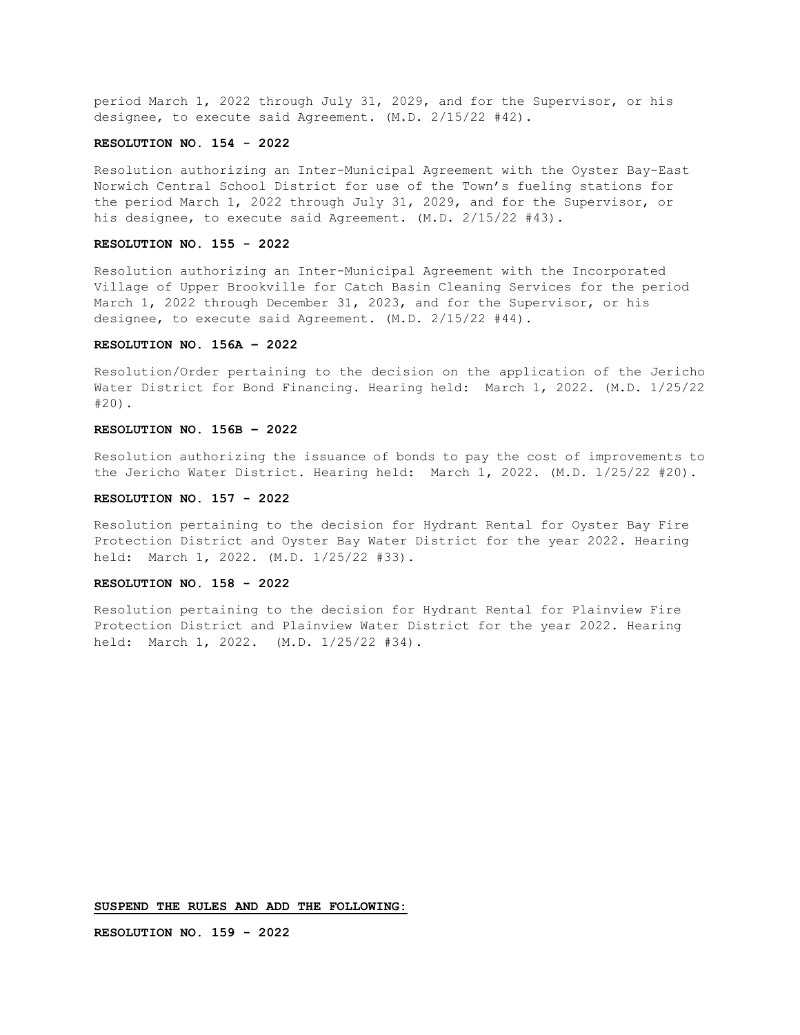period March 1, 2022 through July 31, 2029, and for the Supervisor, or his designee, to execute said Agreement. (M.D. 2/15/22 #42).

**RESOLUTION NO. 154 - 2022**

Resolution authorizing an Inter-Municipal Agreement with the Oyster Bay-East Norwich Central School District for use of the Town's fueling stations for the period March 1, 2022 through July 31, 2029, and for the Supervisor, or his designee, to execute said Agreement. (M.D. 2/15/22 #43).

**RESOLUTION NO. 155 - 2022**

Resolution authorizing an Inter-Municipal Agreement with the Incorporated Village of Upper Brookville for Catch Basin Cleaning Services for the period March 1, 2022 through December 31, 2023, and for the Supervisor, or his designee, to execute said Agreement. (M.D. 2/15/22 #44).

**RESOLUTION NO. 156A – 2022**

Resolution/Order pertaining to the decision on the application of the Jericho Water District for Bond Financing. Hearing held: March 1, 2022. (M.D. 1/25/22 #20).

**RESOLUTION NO. 156B – 2022**

Resolution authorizing the issuance of bonds to pay the cost of improvements to the Jericho Water District. Hearing held: March 1, 2022. (M.D. 1/25/22 #20).

**RESOLUTION NO. 157 - 2022**

Resolution pertaining to the decision for Hydrant Rental for Oyster Bay Fire Protection District and Oyster Bay Water District for the year 2022. Hearing held: March 1, 2022. (M.D. 1/25/22 #33).

**RESOLUTION NO. 158 - 2022**

Resolution pertaining to the decision for Hydrant Rental for Plainview Fire Protection District and Plainview Water District for the year 2022. Hearing held: March 1, 2022. (M.D. 1/25/22 #34).

**SUSPEND THE RULES AND ADD THE FOLLOWING:**

**RESOLUTION NO. 159 - 2022**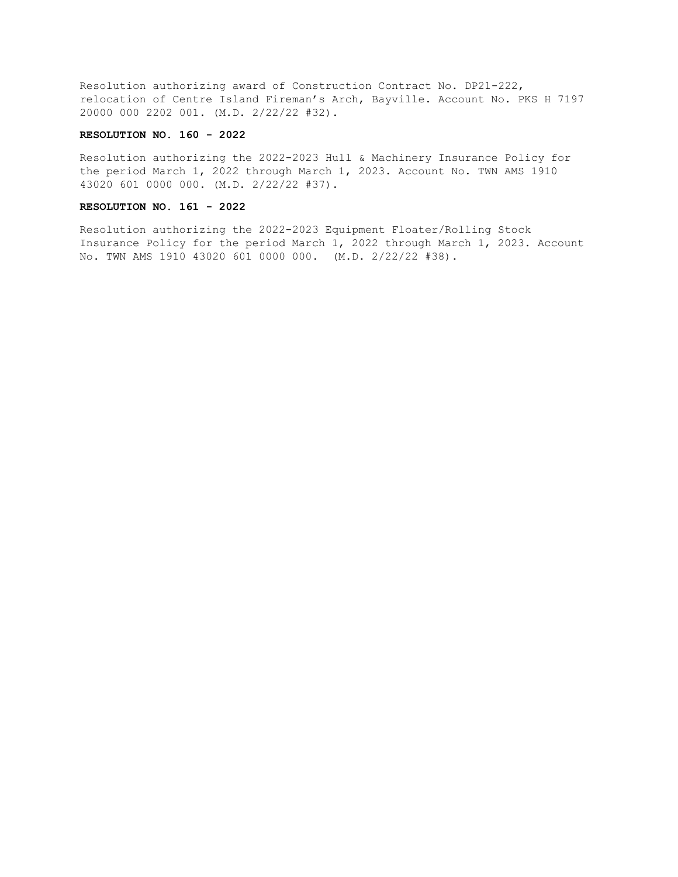Resolution authorizing award of Construction Contract No. DP21-222, relocation of Centre Island Fireman's Arch, Bayville. Account No. PKS H 7197 20000 000 2202 001. (M.D. 2/22/22 #32).

**RESOLUTION NO. 160 - 2022**

Resolution authorizing the 2022-2023 Hull & Machinery Insurance Policy for the period March 1, 2022 through March 1, 2023. Account No. TWN AMS 1910 43020 601 0000 000. (M.D. 2/22/22 #37).

**RESOLUTION NO. 161 - 2022**

Resolution authorizing the 2022-2023 Equipment Floater/Rolling Stock Insurance Policy for the period March 1, 2022 through March 1, 2023. Account No. TWN AMS 1910 43020 601 0000 000. (M.D. 2/22/22 #38).